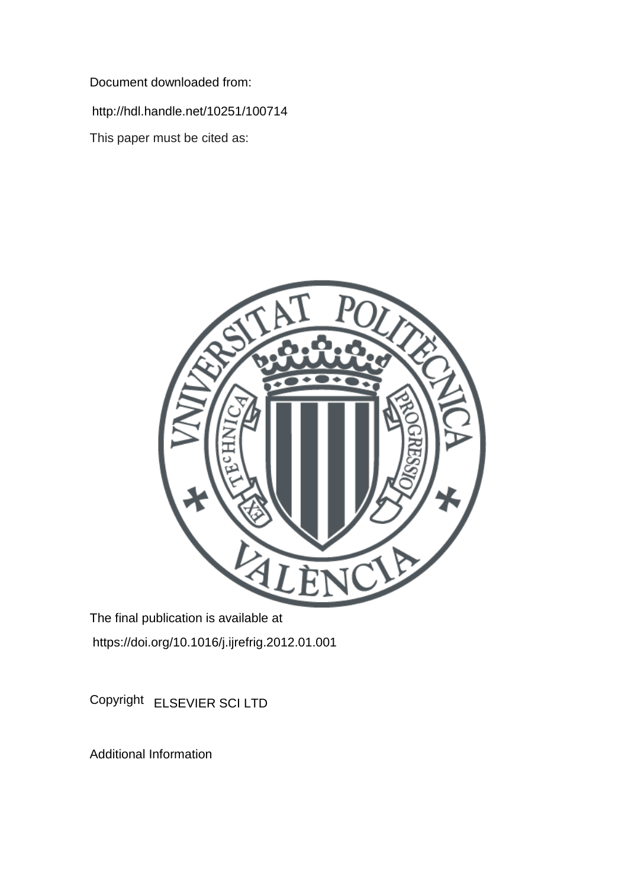Document downloaded from:

http://hdl.handle.net/10251/100714

This paper must be cited as:

The final publication is available at

https://doi.org/10.1016/j.ijrefrig.2012.01.001

Copyright ELSEVIER SCI LTD

Additional Information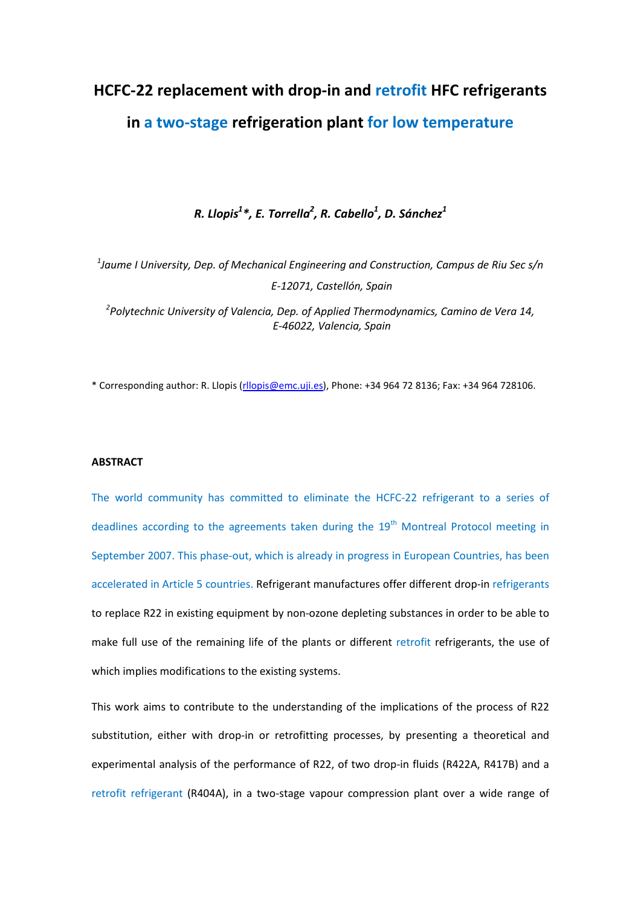# HCFC-22 replacement with drop-in and retrofit HFC refrigerants in a two-stage refrigeration plant for low temperature

***R. Llopis[1]\*, E. Torrella[2], R. Cabello[1], D. Sánchez[1]***

*[1]Jaume I University, Dep. of Mechanical Engineering and Construction, Campus de Riu Sec s/n E-12071, Castellón, Spain*

*[2]Polytechnic University of Valencia, Dep. of Applied Thermodynamics, Camino de Vera 14, E-46022, Valencia, Spain*

\* Corresponding author: R. Llopis (rllopis@emc.uji.es), Phone: +34 964 72 8136; Fax: +34 964 728106.

**ABSTRACT**

The world community has committed to eliminate the HCFC-22 refrigerant to a series of deadlines according to the agreements taken during the 19th Montreal Protocol meeting in September 2007. This phase-out, which is already in progress in European Countries, has been accelerated in Article 5 countries. Refrigerant manufactures offer different drop-in refrigerants to replace R22 in existing equipment by non-ozone depleting substances in order to be able to make full use of the remaining life of the plants or different retrofit refrigerants, the use of which implies modifications to the existing systems.

This work aims to contribute to the understanding of the implications of the process of R22 substitution, either with drop-in or retrofitting processes, by presenting a theoretical and experimental analysis of the performance of R22, of two drop-in fluids (R422A, R417B) and a retrofit refrigerant (R404A), in a two-stage vapour compression plant over a wide range of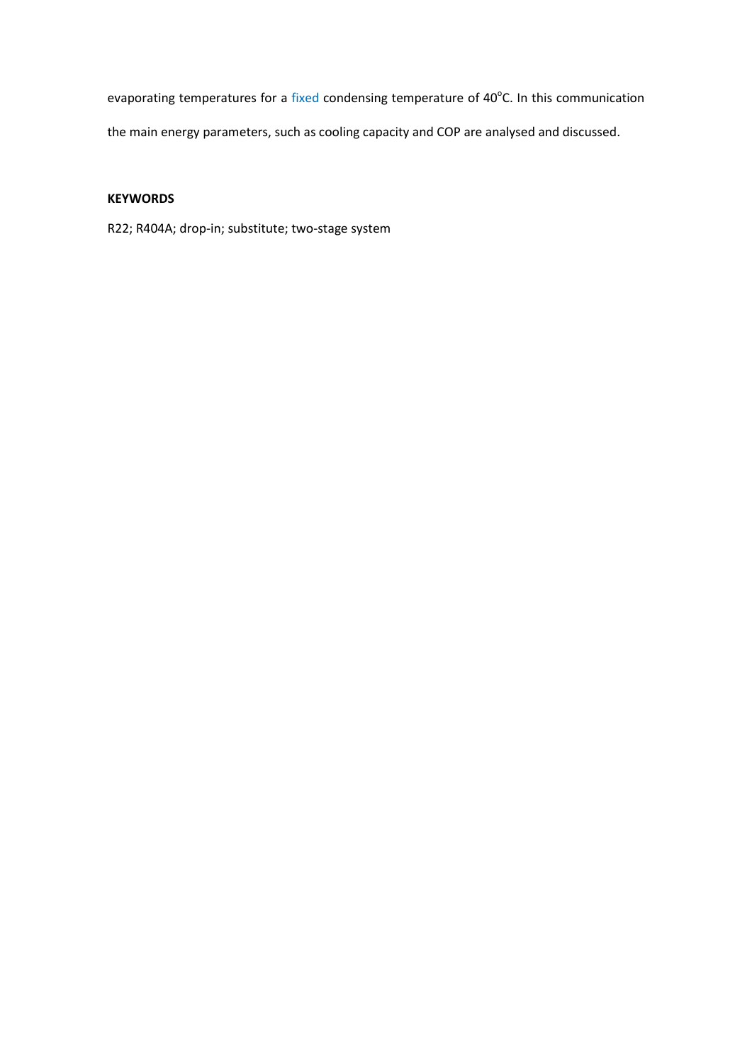evaporating temperatures for a fixed condensing temperature of 40$^{o}$C. In this communication the main energy parameters, such as cooling capacity and COP are analysed and discussed.

**KEYWORDS**

R22; R404A; drop-in; substitute; two-stage system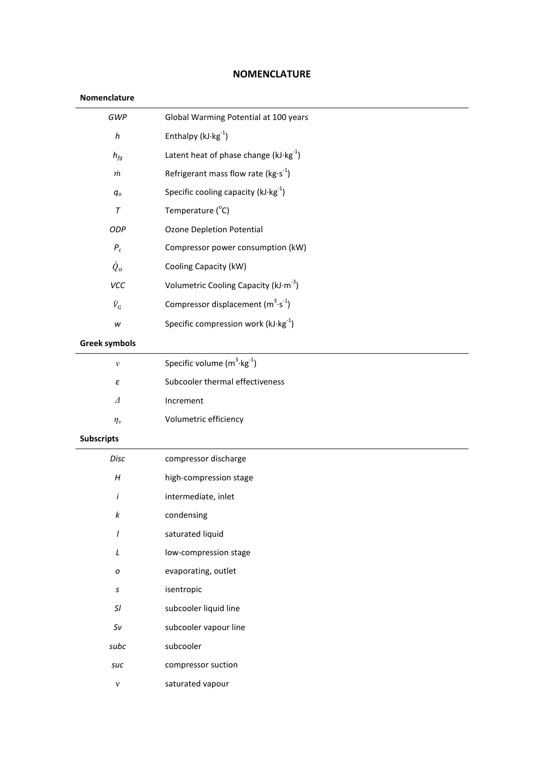# NOMENCLATURE

**Nomenclature**

| | |
|---|---|
| $GWP$ | Global Warming Potential at 100 years |
| $h$ | Enthalpy ($kJ \cdot kg^{-1}$) |
| $h_{fg}$ | Latent heat of phase change ($kJ \cdot kg^{-1}$) |
| $\dot{m}$ | Refrigerant mass flow rate ($kg \cdot s^{-1}$) |
| $q_o$ | Specific cooling capacity ($kJ \cdot kg^{-1}$) |
| $T$ | Temperature ($^oC$) |
| $ODP$ | Ozone Depletion Potential |
| $P_c$ | Compressor power consumption (kW) |
| $\dot{Q}_o$ | Cooling Capacity (kW) |
| $VCC$ | Volumetric Cooling Capacity ($kJ \cdot m^{-3}$) |
| $\dot{V}_G$ | Compressor displacement ($m^3 \cdot s^{-1}$) |
| $w$ | Specific compression work ($kJ \cdot kg^{-1}$) |

**Greek symbols**

| | |
|---|---|
| $v$ | Specific volume ($m^3 \cdot kg^{-1}$) |
| $\varepsilon$ | Subcooler thermal effectiveness |
| $\Delta$ | Increment |
| $\eta_v$ | Volumetric efficiency |

**Subscripts**

| | |
|---|---|
| $Disc$ | compressor discharge |
| $H$ | high-compression stage |
| $i$ | intermediate, inlet |
| $k$ | condensing |
| $l$ | saturated liquid |
| $L$ | low-compression stage |
| $o$ | evaporating, outlet |
| $s$ | isentropic |
| $Sl$ | subcooler liquid line |
| $Sv$ | subcooler vapour line |
| $subc$ | subcooler |
| $suc$ | compressor suction |
| $v$ | saturated vapour |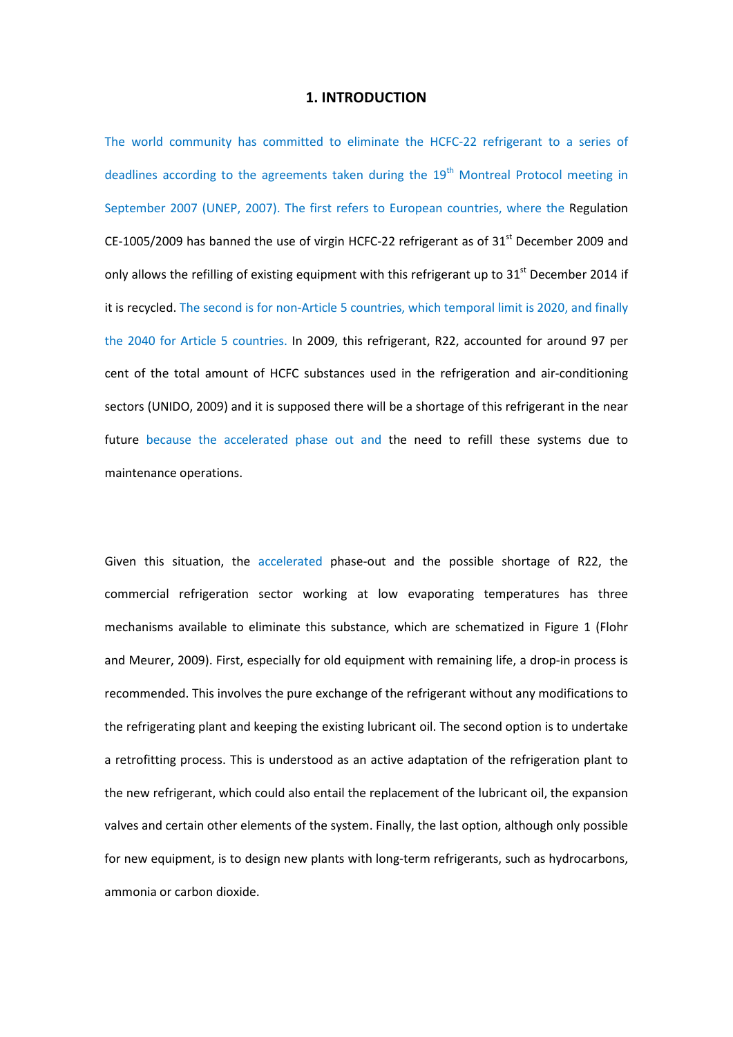# 1. INTRODUCTION

The world community has committed to eliminate the HCFC-22 refrigerant to a series of deadlines according to the agreements taken during the 19th Montreal Protocol meeting in September 2007 (UNEP, 2007). The first refers to European countries, where the Regulation CE-1005/2009 has banned the use of virgin HCFC-22 refrigerant as of 31st December 2009 and only allows the refilling of existing equipment with this refrigerant up to 31st December 2014 if it is recycled. The second is for non-Article 5 countries, which temporal limit is 2020, and finally the 2040 for Article 5 countries. In 2009, this refrigerant, R22, accounted for around 97 per cent of the total amount of HCFC substances used in the refrigeration and air-conditioning sectors (UNIDO, 2009) and it is supposed there will be a shortage of this refrigerant in the near future because the accelerated phase out and the need to refill these systems due to maintenance operations.

Given this situation, the accelerated phase-out and the possible shortage of R22, the commercial refrigeration sector working at low evaporating temperatures has three mechanisms available to eliminate this substance, which are schematized in Figure 1 (Flohr and Meurer, 2009). First, especially for old equipment with remaining life, a drop-in process is recommended. This involves the pure exchange of the refrigerant without any modifications to the refrigerating plant and keeping the existing lubricant oil. The second option is to undertake a retrofitting process. This is understood as an active adaptation of the refrigeration plant to the new refrigerant, which could also entail the replacement of the lubricant oil, the expansion valves and certain other elements of the system. Finally, the last option, although only possible for new equipment, is to design new plants with long-term refrigerants, such as hydrocarbons, ammonia or carbon dioxide.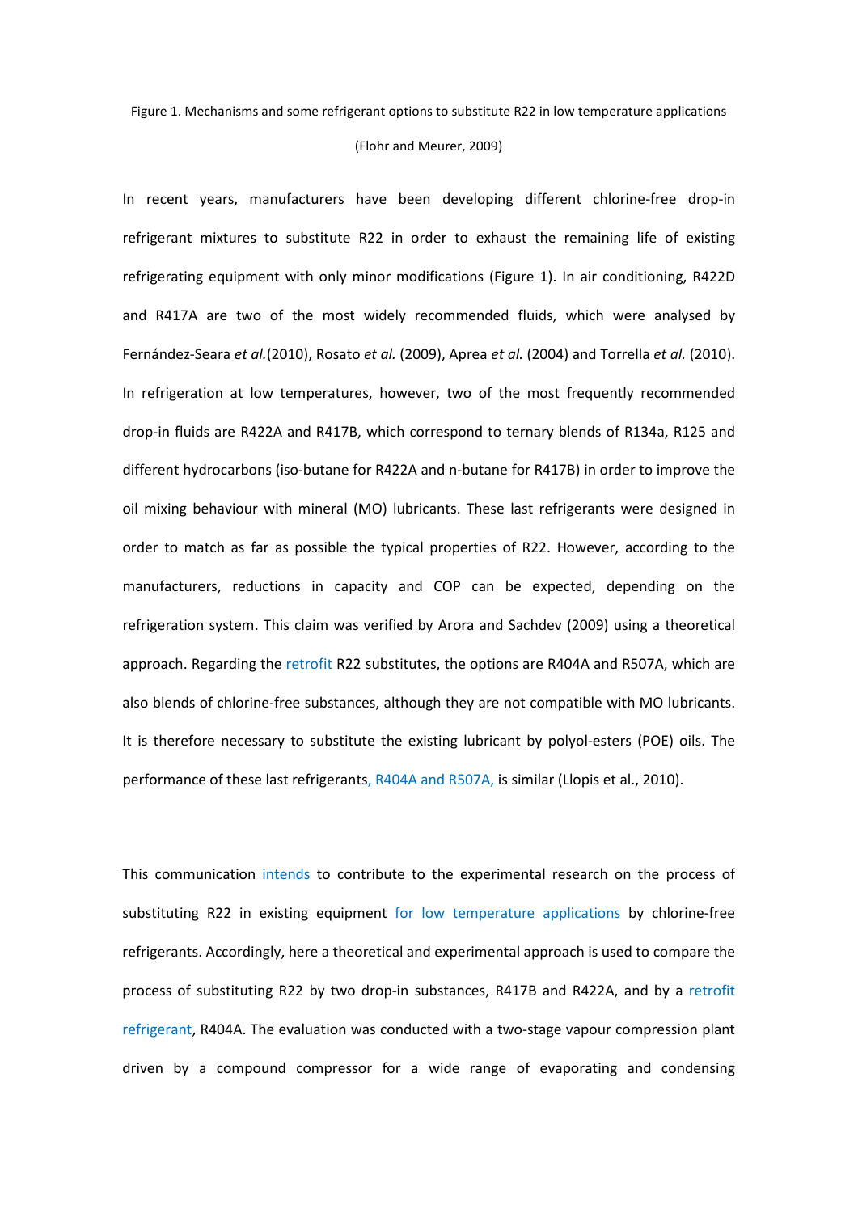Figure 1. Mechanisms and some refrigerant options to substitute R22 in low temperature applications (Flohr and Meurer, 2009)

In recent years, manufacturers have been developing different chlorine-free drop-in refrigerant mixtures to substitute R22 in order to exhaust the remaining life of existing refrigerating equipment with only minor modifications (Figure 1). In air conditioning, R422D and R417A are two of the most widely recommended fluids, which were analysed by Fernández-Seara *et al.*(2010), Rosato *et al.* (2009), Aprea *et al.* (2004) and Torrella *et al.* (2010). In refrigeration at low temperatures, however, two of the most frequently recommended drop-in fluids are R422A and R417B, which correspond to ternary blends of R134a, R125 and different hydrocarbons (iso-butane for R422A and n-butane for R417B) in order to improve the oil mixing behaviour with mineral (MO) lubricants. These last refrigerants were designed in order to match as far as possible the typical properties of R22. However, according to the manufacturers, reductions in capacity and COP can be expected, depending on the refrigeration system. This claim was verified by Arora and Sachdev (2009) using a theoretical approach. Regarding the retrofit R22 substitutes, the options are R404A and R507A, which are also blends of chlorine-free substances, although they are not compatible with MO lubricants. It is therefore necessary to substitute the existing lubricant by polyol-esters (POE) oils. The performance of these last refrigerants, R404A and R507A, is similar (Llopis et al., 2010).

This communication intends to contribute to the experimental research on the process of substituting R22 in existing equipment for low temperature applications by chlorine-free refrigerants. Accordingly, here a theoretical and experimental approach is used to compare the process of substituting R22 by two drop-in substances, R417B and R422A, and by a retrofit refrigerant, R404A. The evaluation was conducted with a two-stage vapour compression plant driven by a compound compressor for a wide range of evaporating and condensing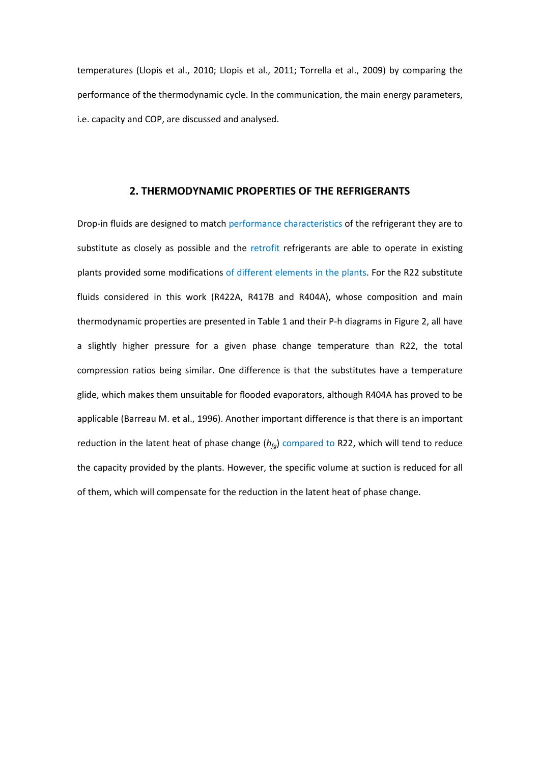temperatures (Llopis et al., 2010; Llopis et al., 2011; Torrella et al., 2009) by comparing the performance of the thermodynamic cycle. In the communication, the main energy parameters, i.e. capacity and COP, are discussed and analysed.

## 2. THERMODYNAMIC PROPERTIES OF THE REFRIGERANTS

Drop-in fluids are designed to match performance characteristics of the refrigerant they are to substitute as closely as possible and the retrofit refrigerants are able to operate in existing plants provided some modifications of different elements in the plants. For the R22 substitute fluids considered in this work (R422A, R417B and R404A), whose composition and main thermodynamic properties are presented in Table 1 and their P-h diagrams in Figure 2, all have a slightly higher pressure for a given phase change temperature than R22, the total compression ratios being similar. One difference is that the substitutes have a temperature glide, which makes them unsuitable for flooded evaporators, although R404A has proved to be applicable (Barreau M. et al., 1996). Another important difference is that there is an important reduction in the latent heat of phase change ($h_{fg}$) compared to R22, which will tend to reduce the capacity provided by the plants. However, the specific volume at suction is reduced for all of them, which will compensate for the reduction in the latent heat of phase change.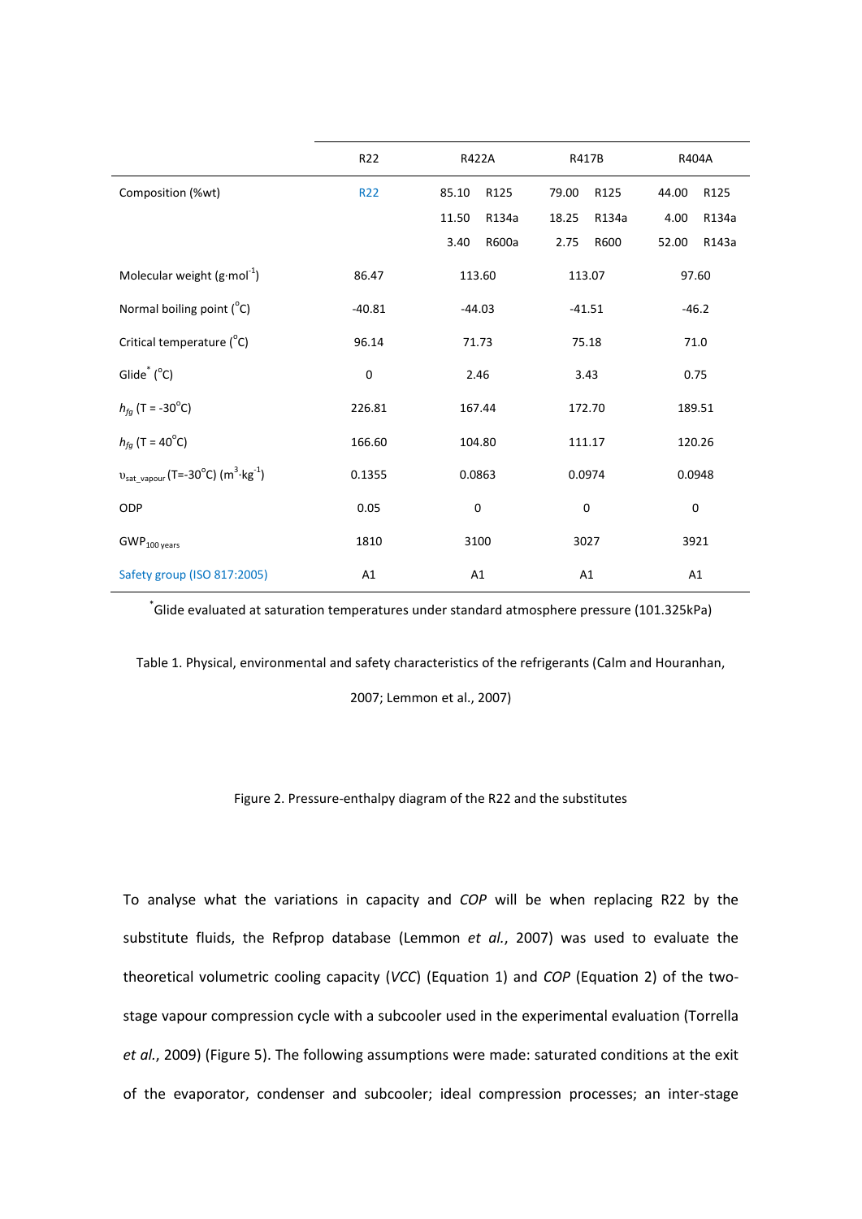| | R22 | R422A | | R417B | | R404A | |
|---|---|---|---|---|---|---|---|
| Composition (%wt) | R22 | 85.10 | R125 | 79.00 | R125 | 44.00 | R125 |
| | | 11.50 | R134a | 18.25 | R134a | 4.00 | R134a |
| | | 3.40 | R600a | 2.75 | R600 | 52.00 | R143a |
| Molecular weight ($g{\cdot}mol^{-1}$) | 86.47 | 113.60 | | 113.07 | | 97.60 | |
| Normal boiling point ($^{o}C$) | -40.81 | -44.03 | | -41.51 | | -46.2 | |
| Critical temperature ($^{o}C$) | 96.14 | 71.73 | | 75.18 | | 71.0 | |
| Glide* ($^{o}C$) | 0 | 2.46 | | 3.43 | | 0.75 | |
| $h_{fg}$ (T = -30$^{o}$C) | 226.81 | 167.44 | | 172.70 | | 189.51 | |
| $h_{fg}$ (T = 40$^{o}$C) | 166.60 | 104.80 | | 111.17 | | 120.26 | |
| $\upsilon_{sat\_vapour}$ (T=-30$^{o}$C) ($m^3{\cdot}kg^{-1}$) | 0.1355 | 0.0863 | | 0.0974 | | 0.0948 | |
| ODP | 0.05 | 0 | | 0 | | 0 | |
| $GWP_{100\ years}$ | 1810 | 3100 | | 3027 | | 3921 | |
| Safety group (ISO 817:2005) | A1 | A1 | | A1 | | A1 | |

*Glide evaluated at saturation temperatures under standard atmosphere pressure (101.325kPa)

Table 1. Physical, environmental and safety characteristics of the refrigerants (Calm and Houranhan, 2007; Lemmon et al., 2007)

Figure 2. Pressure-enthalpy diagram of the R22 and the substitutes

To analyse what the variations in capacity and *COP* will be when replacing R22 by the substitute fluids, the Refprop database (Lemmon *et al.*, 2007) was used to evaluate the theoretical volumetric cooling capacity (*VCC*) (Equation 1) and *COP* (Equation 2) of the two-stage vapour compression cycle with a subcooler used in the experimental evaluation (Torrella *et al.*, 2009) (Figure 5). The following assumptions were made: saturated conditions at the exit of the evaporator, condenser and subcooler; ideal compression processes; an inter-stage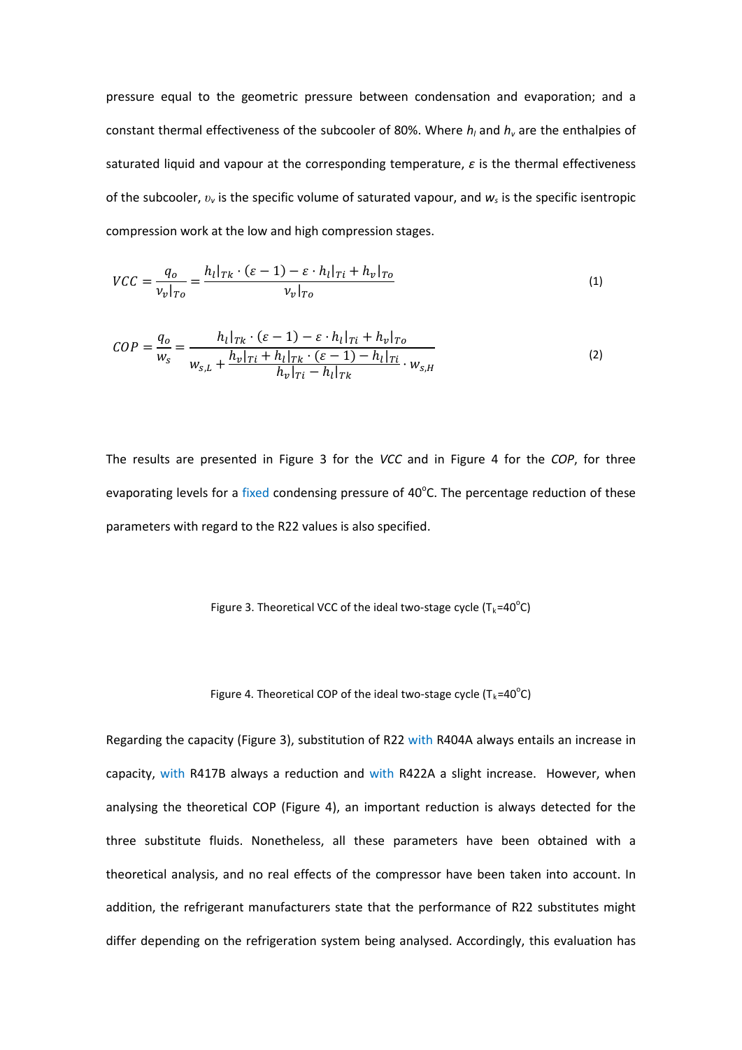pressure equal to the geometric pressure between condensation and evaporation; and a constant thermal effectiveness of the subcooler of 80%. Where $h_l$ and $h_v$ are the enthalpies of saturated liquid and vapour at the corresponding temperature, $\varepsilon$ is the thermal effectiveness of the subcooler, $\upsilon_v$ is the specific volume of saturated vapour, and $w_s$ is the specific isentropic compression work at the low and high compression stages.

$$VCC = \frac{q_o}{v_v|_{To}} = \frac{h_l|_{Tk} \cdot (\varepsilon - 1) - \varepsilon \cdot h_l|_{Ti} + h_v|_{To}}{v_v|_{To}} \tag{1}$$

$$COP = \frac{q_o}{w_s} = \frac{h_l|_{Tk} \cdot (\varepsilon - 1) - \varepsilon \cdot h_l|_{Ti} + h_v|_{To}}{w_{s,L} + \dfrac{h_v|_{Ti} + h_l|_{Tk} \cdot (\varepsilon - 1) - h_l|_{Ti}}{h_v|_{Ti} - h_l|_{Tk}} \cdot w_{s,H}} \tag{2}$$

The results are presented in Figure 3 for the *VCC* and in Figure 4 for the *COP*, for three evaporating levels for a fixed condensing pressure of 40°C. The percentage reduction of these parameters with regard to the R22 values is also specified.

Figure 3. Theoretical VCC of the ideal two-stage cycle ($T_k$=40°C)

Figure 4. Theoretical COP of the ideal two-stage cycle ($T_k$=40°C)

Regarding the capacity (Figure 3), substitution of R22 with R404A always entails an increase in capacity, with R417B always a reduction and with R422A a slight increase. However, when analysing the theoretical COP (Figure 4), an important reduction is always detected for the three substitute fluids. Nonetheless, all these parameters have been obtained with a theoretical analysis, and no real effects of the compressor have been taken into account. In addition, the refrigerant manufacturers state that the performance of R22 substitutes might differ depending on the refrigeration system being analysed. Accordingly, this evaluation has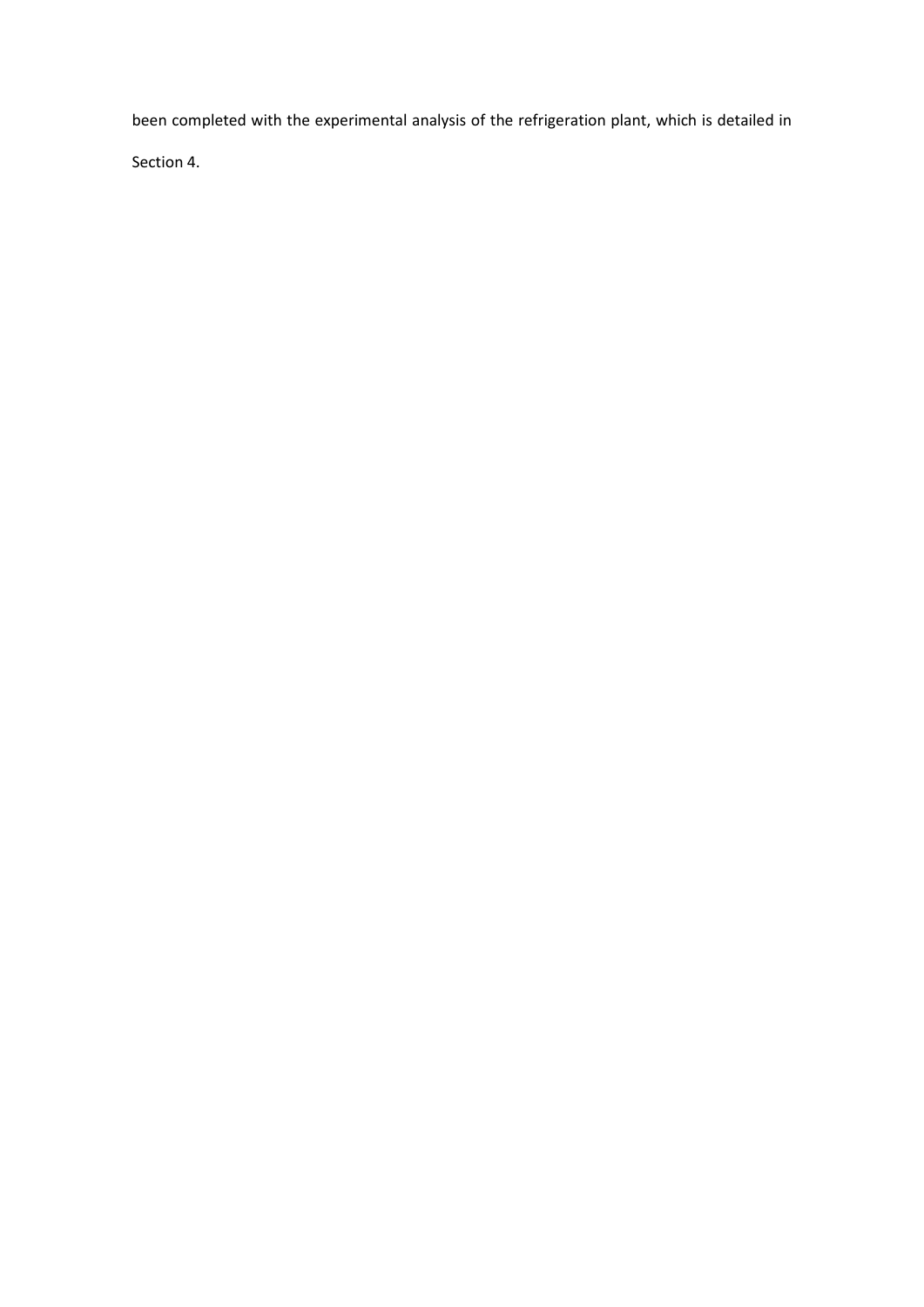been completed with the experimental analysis of the refrigeration plant, which is detailed in Section 4.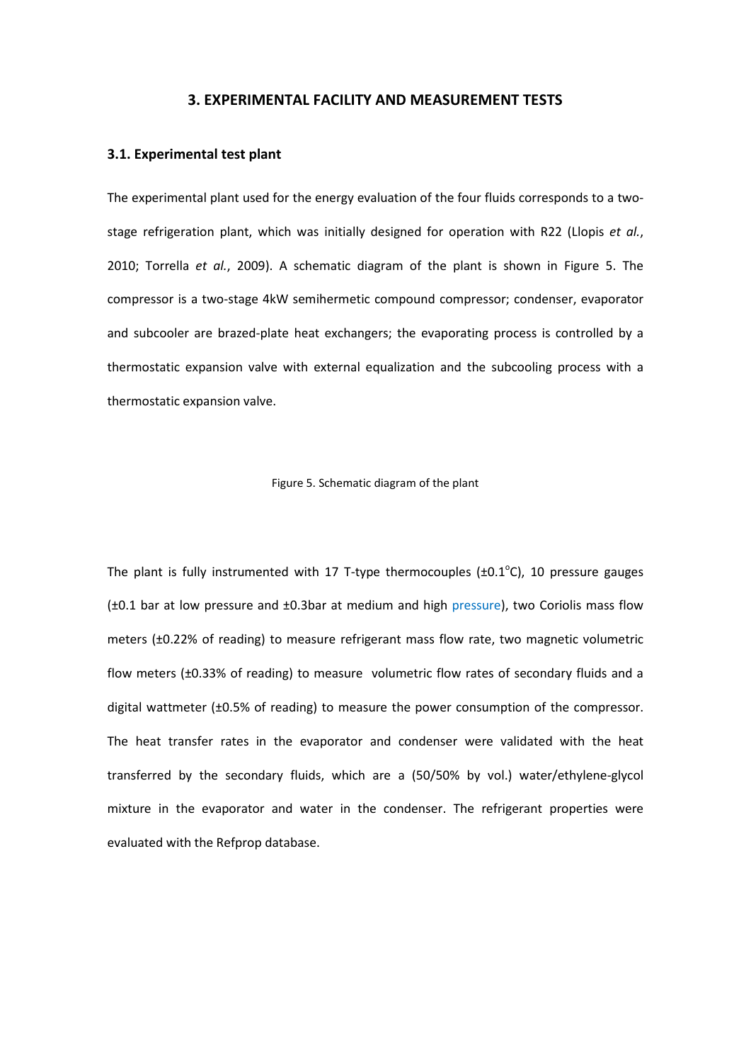## 3. EXPERIMENTAL FACILITY AND MEASUREMENT TESTS

### 3.1. Experimental test plant

The experimental plant used for the energy evaluation of the four fluids corresponds to a two-stage refrigeration plant, which was initially designed for operation with R22 (Llopis *et al.*, 2010; Torrella *et al.*, 2009). A schematic diagram of the plant is shown in Figure 5. The compressor is a two-stage 4kW semihermetic compound compressor; condenser, evaporator and subcooler are brazed-plate heat exchangers; the evaporating process is controlled by a thermostatic expansion valve with external equalization and the subcooling process with a thermostatic expansion valve.

Figure 5. Schematic diagram of the plant

The plant is fully instrumented with 17 T-type thermocouples (±0.1°C), 10 pressure gauges (±0.1 bar at low pressure and ±0.3bar at medium and high pressure), two Coriolis mass flow meters (±0.22% of reading) to measure refrigerant mass flow rate, two magnetic volumetric flow meters (±0.33% of reading) to measure volumetric flow rates of secondary fluids and a digital wattmeter (±0.5% of reading) to measure the power consumption of the compressor. The heat transfer rates in the evaporator and condenser were validated with the heat transferred by the secondary fluids, which are a (50/50% by vol.) water/ethylene-glycol mixture in the evaporator and water in the condenser. The refrigerant properties were evaluated with the Refprop database.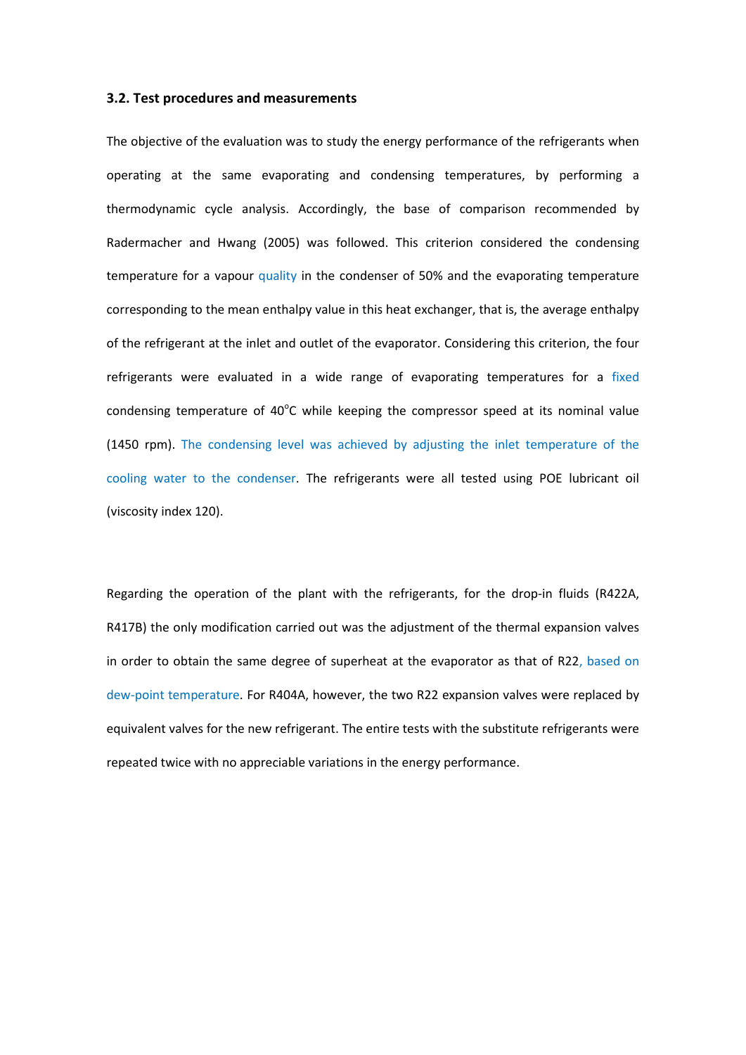### 3.2. Test procedures and measurements

The objective of the evaluation was to study the energy performance of the refrigerants when operating at the same evaporating and condensing temperatures, by performing a thermodynamic cycle analysis. Accordingly, the base of comparison recommended by Radermacher and Hwang (2005) was followed. This criterion considered the condensing temperature for a vapour quality in the condenser of 50% and the evaporating temperature corresponding to the mean enthalpy value in this heat exchanger, that is, the average enthalpy of the refrigerant at the inlet and outlet of the evaporator. Considering this criterion, the four refrigerants were evaluated in a wide range of evaporating temperatures for a fixed condensing temperature of 40$^{o}$C while keeping the compressor speed at its nominal value (1450 rpm). The condensing level was achieved by adjusting the inlet temperature of the cooling water to the condenser. The refrigerants were all tested using POE lubricant oil (viscosity index 120).

Regarding the operation of the plant with the refrigerants, for the drop-in fluids (R422A, R417B) the only modification carried out was the adjustment of the thermal expansion valves in order to obtain the same degree of superheat at the evaporator as that of R22, based on dew-point temperature. For R404A, however, the two R22 expansion valves were replaced by equivalent valves for the new refrigerant. The entire tests with the substitute refrigerants were repeated twice with no appreciable variations in the energy performance.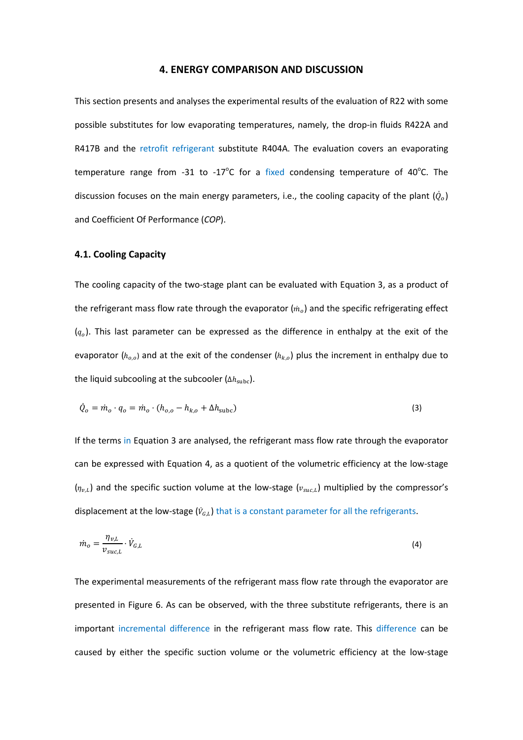## 4. ENERGY COMPARISON AND DISCUSSION

This section presents and analyses the experimental results of the evaluation of R22 with some possible substitutes for low evaporating temperatures, namely, the drop-in fluids R422A and R417B and the retrofit refrigerant substitute R404A. The evaluation covers an evaporating temperature range from -31 to -17°C for a fixed condensing temperature of 40°C. The discussion focuses on the main energy parameters, i.e., the cooling capacity of the plant ($\dot{Q}_o$) and Coefficient Of Performance (*COP*).

### 4.1. Cooling Capacity

The cooling capacity of the two-stage plant can be evaluated with Equation 3, as a product of the refrigerant mass flow rate through the evaporator ($\dot{m}_o$) and the specific refrigerating effect ($q_o$). This last parameter can be expressed as the difference in enthalpy at the exit of the evaporator ($h_{o,o}$) and at the exit of the condenser ($h_{k,o}$) plus the increment in enthalpy due to the liquid subcooling at the subcooler ($\Delta h_{\text{subc}}$).

$$\dot{Q}_o = \dot{m}_o \cdot q_o = \dot{m}_o \cdot (h_{o,o} - h_{k,o} + \Delta h_{\text{subc}}) \tag{3}$$

If the terms in Equation 3 are analysed, the refrigerant mass flow rate through the evaporator can be expressed with Equation 4, as a quotient of the volumetric efficiency at the low-stage ($\eta_{v,L}$) and the specific suction volume at the low-stage ($v_{suc,L}$) multiplied by the compressor's displacement at the low-stage ($\dot{V}_{G,L}$) that is a constant parameter for all the refrigerants.

$$\dot{m}_o = \frac{\eta_{v,L}}{v_{suc,L}} \cdot \dot{V}_{G,L} \tag{4}$$

The experimental measurements of the refrigerant mass flow rate through the evaporator are presented in Figure 6. As can be observed, with the three substitute refrigerants, there is an important incremental difference in the refrigerant mass flow rate. This difference can be caused by either the specific suction volume or the volumetric efficiency at the low-stage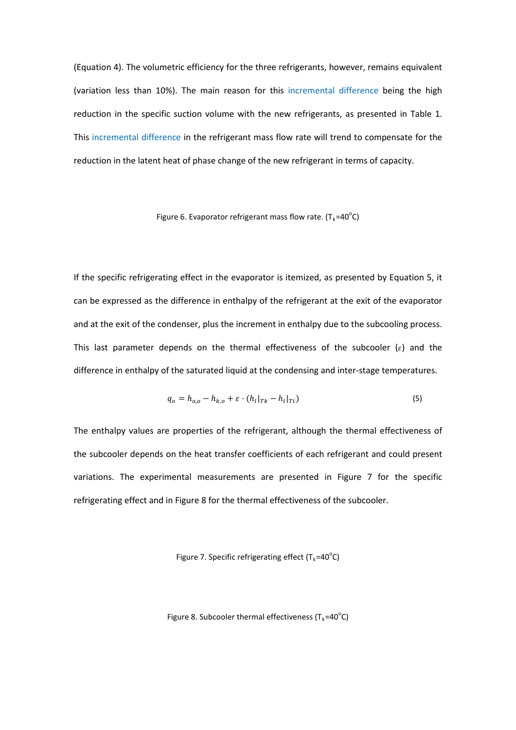(Equation 4). The volumetric efficiency for the three refrigerants, however, remains equivalent (variation less than 10%). The main reason for this incremental difference being the high reduction in the specific suction volume with the new refrigerants, as presented in Table 1. This incremental difference in the refrigerant mass flow rate will trend to compensate for the reduction in the latent heat of phase change of the new refrigerant in terms of capacity.

Figure 6. Evaporator refrigerant mass flow rate. ($T_k$=40°C)

If the specific refrigerating effect in the evaporator is itemized, as presented by Equation 5, it can be expressed as the difference in enthalpy of the refrigerant at the exit of the evaporator and at the exit of the condenser, plus the increment in enthalpy due to the subcooling process. This last parameter depends on the thermal effectiveness of the subcooler ($\varepsilon$) and the difference in enthalpy of the saturated liquid at the condensing and inter-stage temperatures.

$$q_o = h_{o,o} - h_{k,o} + \varepsilon \cdot (h_l|_{Tk} - h_l|_{Ti}) \tag{5}$$

The enthalpy values are properties of the refrigerant, although the thermal effectiveness of the subcooler depends on the heat transfer coefficients of each refrigerant and could present variations. The experimental measurements are presented in Figure 7 for the specific refrigerating effect and in Figure 8 for the thermal effectiveness of the subcooler.

Figure 7. Specific refrigerating effect ($T_k$=40°C)

Figure 8. Subcooler thermal effectiveness ($T_k$=40°C)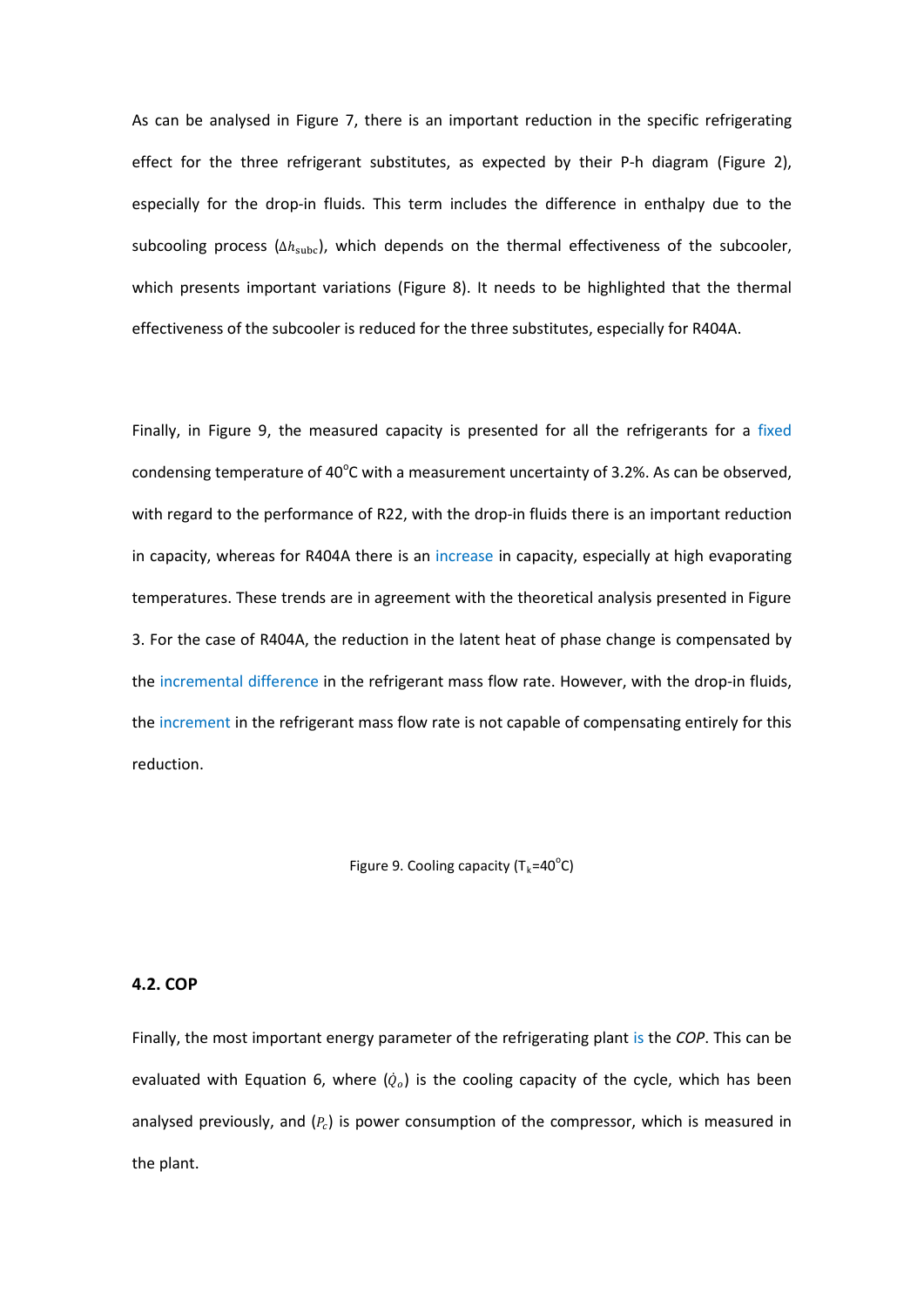As can be analysed in Figure 7, there is an important reduction in the specific refrigerating effect for the three refrigerant substitutes, as expected by their P-h diagram (Figure 2), especially for the drop-in fluids. This term includes the difference in enthalpy due to the subcooling process ($\Delta h_{\text{subc}}$), which depends on the thermal effectiveness of the subcooler, which presents important variations (Figure 8). It needs to be highlighted that the thermal effectiveness of the subcooler is reduced for the three substitutes, especially for R404A.

Finally, in Figure 9, the measured capacity is presented for all the refrigerants for a fixed condensing temperature of 40°C with a measurement uncertainty of 3.2%. As can be observed, with regard to the performance of R22, with the drop-in fluids there is an important reduction in capacity, whereas for R404A there is an increase in capacity, especially at high evaporating temperatures. These trends are in agreement with the theoretical analysis presented in Figure 3. For the case of R404A, the reduction in the latent heat of phase change is compensated by the incremental difference in the refrigerant mass flow rate. However, with the drop-in fluids, the increment in the refrigerant mass flow rate is not capable of compensating entirely for this reduction.

Figure 9. Cooling capacity ($T_k$=40°C)

### 4.2. COP

Finally, the most important energy parameter of the refrigerating plant is the *COP*. This can be evaluated with Equation 6, where ($\dot{Q}_o$) is the cooling capacity of the cycle, which has been analysed previously, and ($P_c$) is power consumption of the compressor, which is measured in the plant.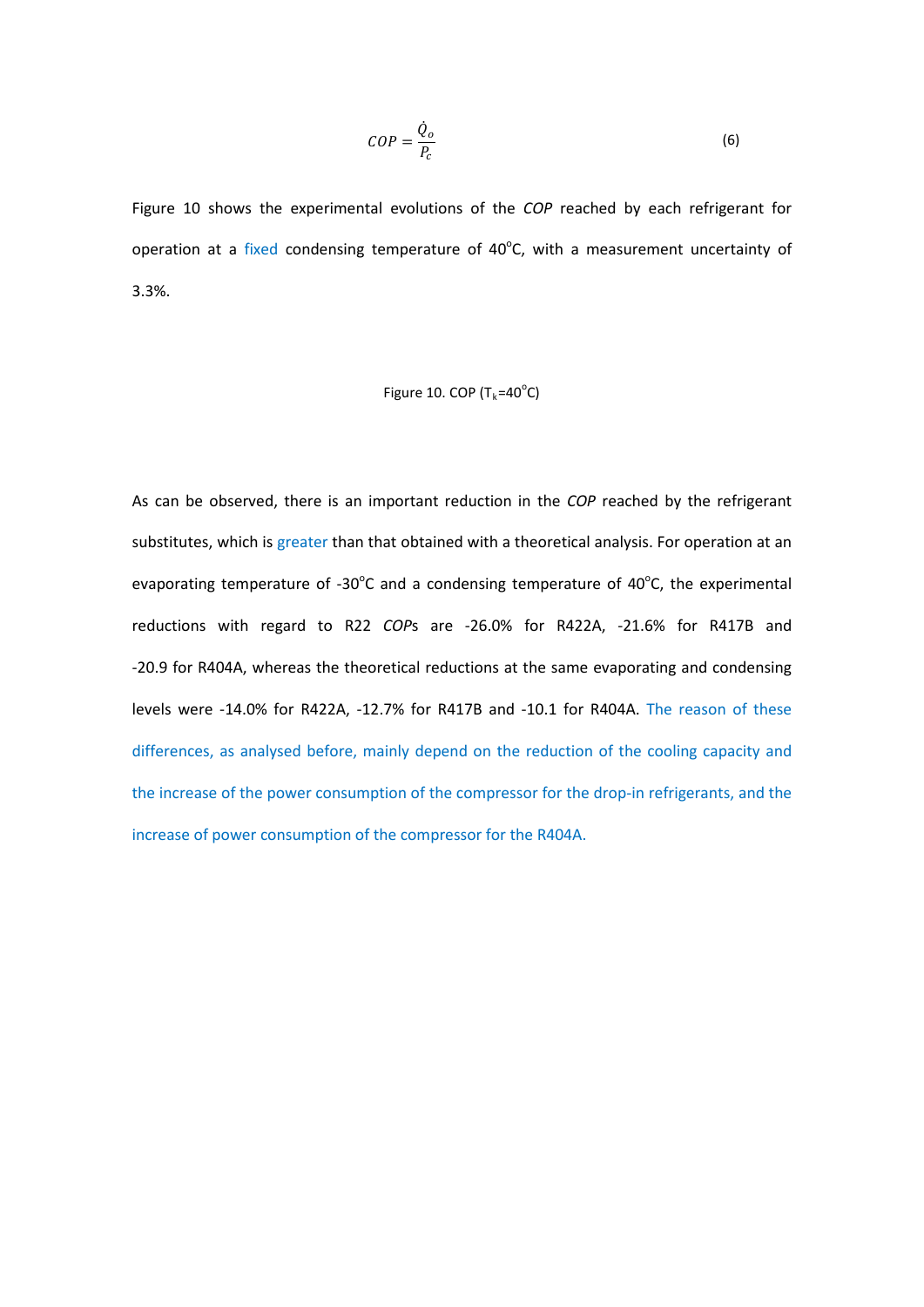$$COP = \frac{\dot{Q}_o}{P_c} \tag{6}$$

Figure 10 shows the experimental evolutions of the *COP* reached by each refrigerant for operation at a fixed condensing temperature of 40°C, with a measurement uncertainty of 3.3%.

Figure 10. COP ($T_k$=40°C)

As can be observed, there is an important reduction in the *COP* reached by the refrigerant substitutes, which is greater than that obtained with a theoretical analysis. For operation at an evaporating temperature of -30°C and a condensing temperature of 40°C, the experimental reductions with regard to R22 *COP*s are -26.0% for R422A, -21.6% for R417B and -20.9 for R404A, whereas the theoretical reductions at the same evaporating and condensing levels were -14.0% for R422A, -12.7% for R417B and -10.1 for R404A. The reason of these differences, as analysed before, mainly depend on the reduction of the cooling capacity and the increase of the power consumption of the compressor for the drop-in refrigerants, and the increase of power consumption of the compressor for the R404A.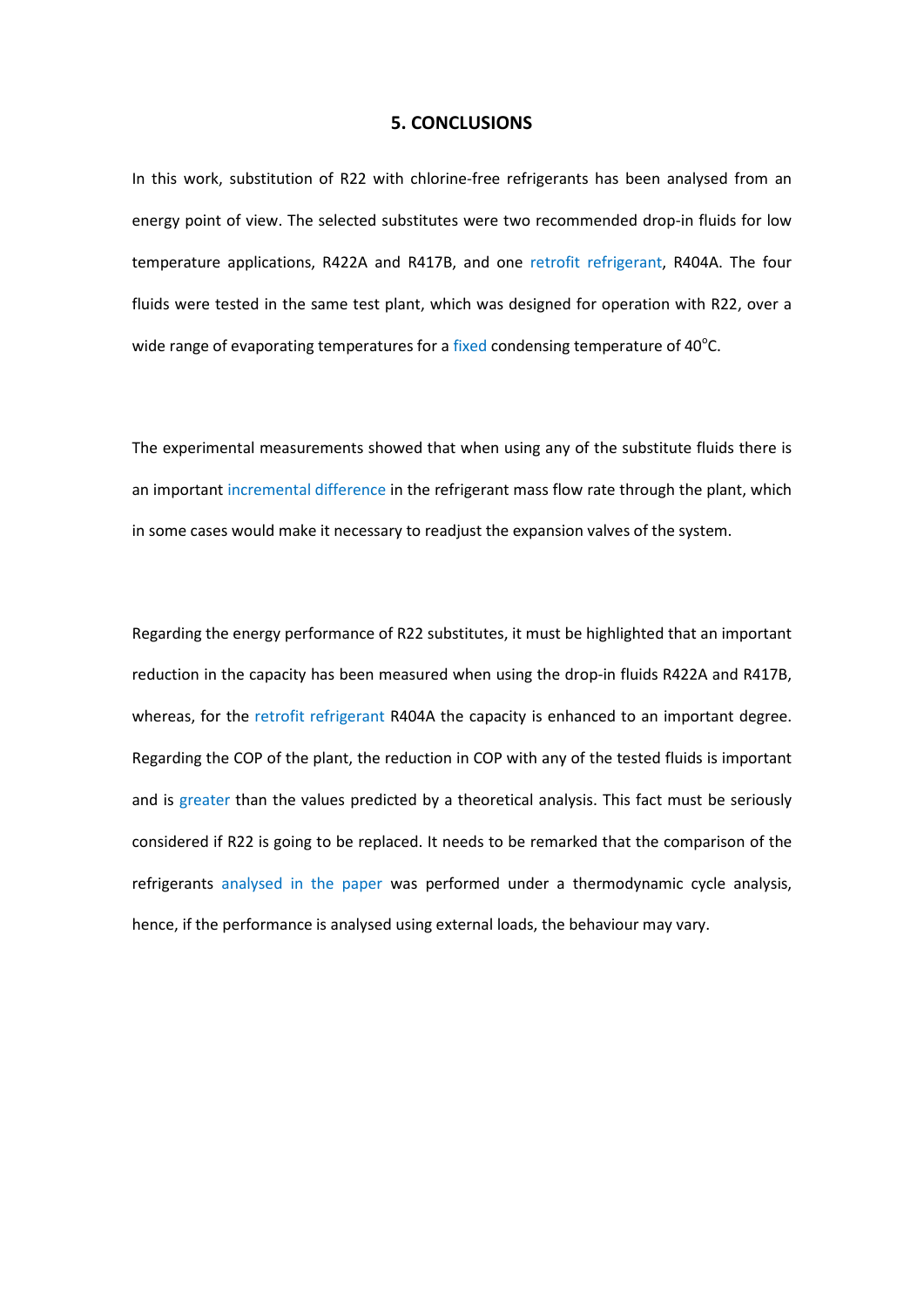## 5. CONCLUSIONS

In this work, substitution of R22 with chlorine-free refrigerants has been analysed from an energy point of view. The selected substitutes were two recommended drop-in fluids for low temperature applications, R422A and R417B, and one retrofit refrigerant, R404A. The four fluids were tested in the same test plant, which was designed for operation with R22, over a wide range of evaporating temperatures for a fixed condensing temperature of 40°C.

The experimental measurements showed that when using any of the substitute fluids there is an important incremental difference in the refrigerant mass flow rate through the plant, which in some cases would make it necessary to readjust the expansion valves of the system.

Regarding the energy performance of R22 substitutes, it must be highlighted that an important reduction in the capacity has been measured when using the drop-in fluids R422A and R417B, whereas, for the retrofit refrigerant R404A the capacity is enhanced to an important degree. Regarding the COP of the plant, the reduction in COP with any of the tested fluids is important and is greater than the values predicted by a theoretical analysis. This fact must be seriously considered if R22 is going to be replaced. It needs to be remarked that the comparison of the refrigerants analysed in the paper was performed under a thermodynamic cycle analysis, hence, if the performance is analysed using external loads, the behaviour may vary.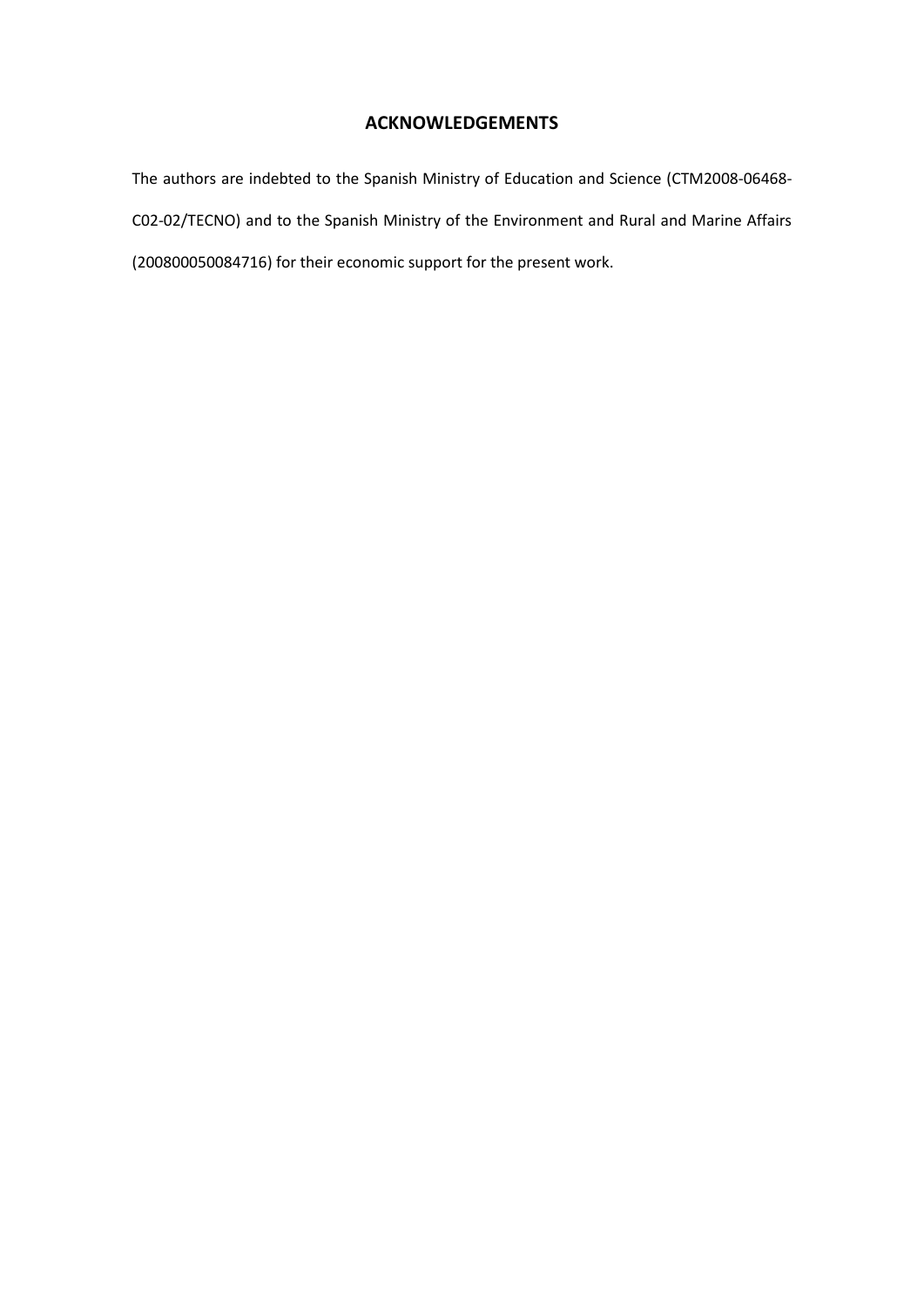## ACKNOWLEDGEMENTS

The authors are indebted to the Spanish Ministry of Education and Science (CTM2008-06468-C02-02/TECNO) and to the Spanish Ministry of the Environment and Rural and Marine Affairs (200800050084716) for their economic support for the present work.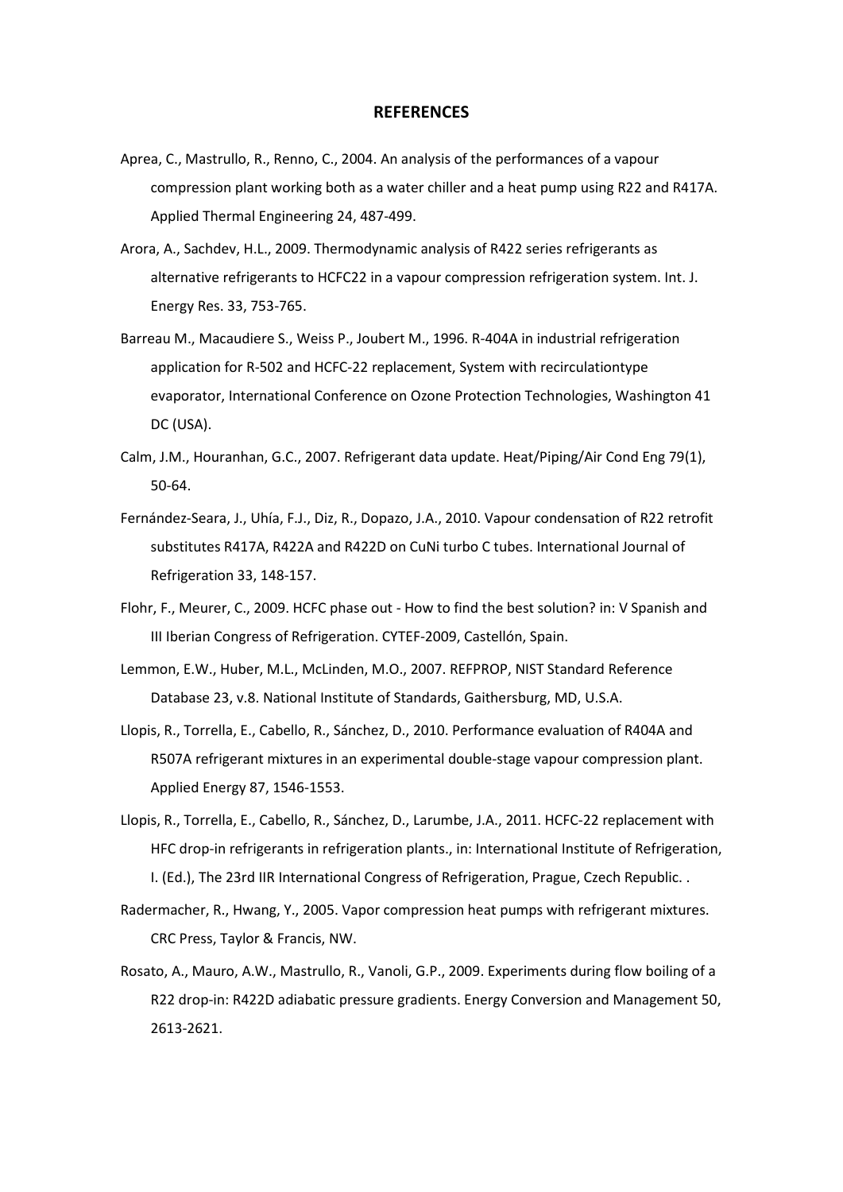# REFERENCES

Aprea, C., Mastrullo, R., Renno, C., 2004. An analysis of the performances of a vapour compression plant working both as a water chiller and a heat pump using R22 and R417A. Applied Thermal Engineering 24, 487-499.

Arora, A., Sachdev, H.L., 2009. Thermodynamic analysis of R422 series refrigerants as alternative refrigerants to HCFC22 in a vapour compression refrigeration system. Int. J. Energy Res. 33, 753-765.

Barreau M., Macaudiere S., Weiss P., Joubert M., 1996. R-404A in industrial refrigeration application for R-502 and HCFC-22 replacement, System with recirculationtype evaporator, International Conference on Ozone Protection Technologies, Washington 41 DC (USA).

Calm, J.M., Houranhan, G.C., 2007. Refrigerant data update. Heat/Piping/Air Cond Eng 79(1), 50-64.

Fernández-Seara, J., Uhía, F.J., Diz, R., Dopazo, J.A., 2010. Vapour condensation of R22 retrofit substitutes R417A, R422A and R422D on CuNi turbo C tubes. International Journal of Refrigeration 33, 148-157.

Flohr, F., Meurer, C., 2009. HCFC phase out - How to find the best solution? in: V Spanish and III Iberian Congress of Refrigeration. CYTEF-2009, Castellón, Spain.

Lemmon, E.W., Huber, M.L., McLinden, M.O., 2007. REFPROP, NIST Standard Reference Database 23, v.8. National Institute of Standards, Gaithersburg, MD, U.S.A.

Llopis, R., Torrella, E., Cabello, R., Sánchez, D., 2010. Performance evaluation of R404A and R507A refrigerant mixtures in an experimental double-stage vapour compression plant. Applied Energy 87, 1546-1553.

Llopis, R., Torrella, E., Cabello, R., Sánchez, D., Larumbe, J.A., 2011. HCFC-22 replacement with HFC drop-in refrigerants in refrigeration plants., in: International Institute of Refrigeration, I. (Ed.), The 23rd IIR International Congress of Refrigeration, Prague, Czech Republic. .

Radermacher, R., Hwang, Y., 2005. Vapor compression heat pumps with refrigerant mixtures. CRC Press, Taylor & Francis, NW.

Rosato, A., Mauro, A.W., Mastrullo, R., Vanoli, G.P., 2009. Experiments during flow boiling of a R22 drop-in: R422D adiabatic pressure gradients. Energy Conversion and Management 50, 2613-2621.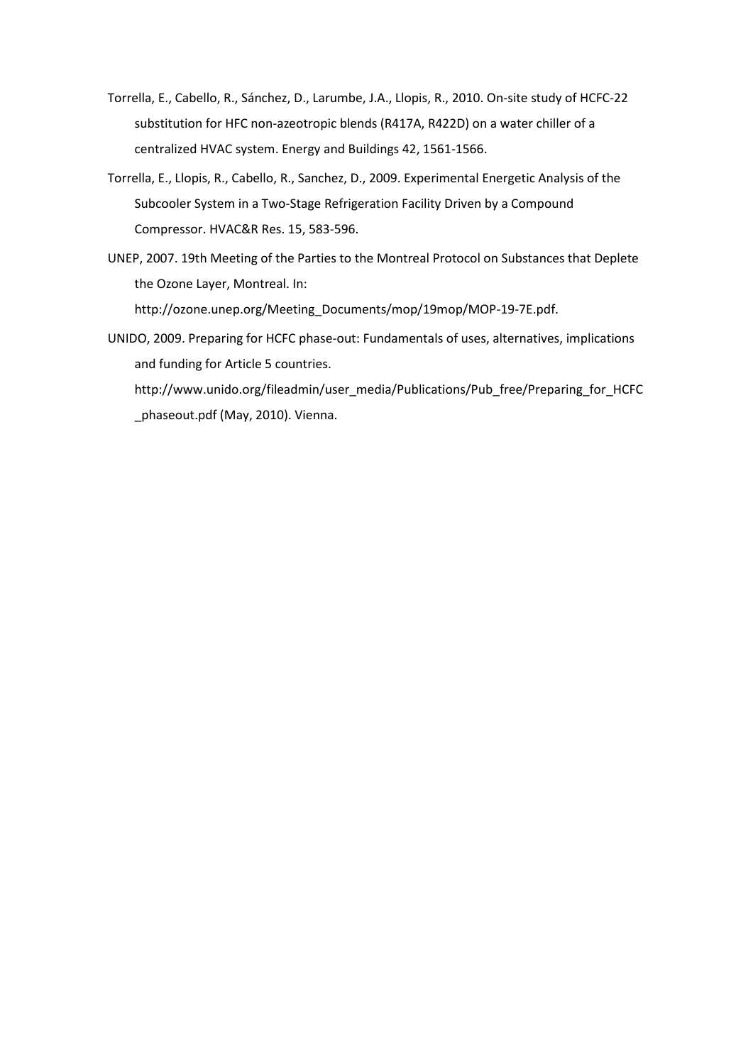Torrella, E., Cabello, R., Sánchez, D., Larumbe, J.A., Llopis, R., 2010. On-site study of HCFC-22 substitution for HFC non-azeotropic blends (R417A, R422D) on a water chiller of a centralized HVAC system. Energy and Buildings 42, 1561-1566.

Torrella, E., Llopis, R., Cabello, R., Sanchez, D., 2009. Experimental Energetic Analysis of the Subcooler System in a Two-Stage Refrigeration Facility Driven by a Compound Compressor. HVAC&R Res. 15, 583-596.

UNEP, 2007. 19th Meeting of the Parties to the Montreal Protocol on Substances that Deplete the Ozone Layer, Montreal. In: http://ozone.unep.org/Meeting_Documents/mop/19mop/MOP-19-7E.pdf.

UNIDO, 2009. Preparing for HCFC phase-out: Fundamentals of uses, alternatives, implications and funding for Article 5 countries. http://www.unido.org/fileadmin/user_media/Publications/Pub_free/Preparing_for_HCFC_phaseout.pdf (May, 2010). Vienna.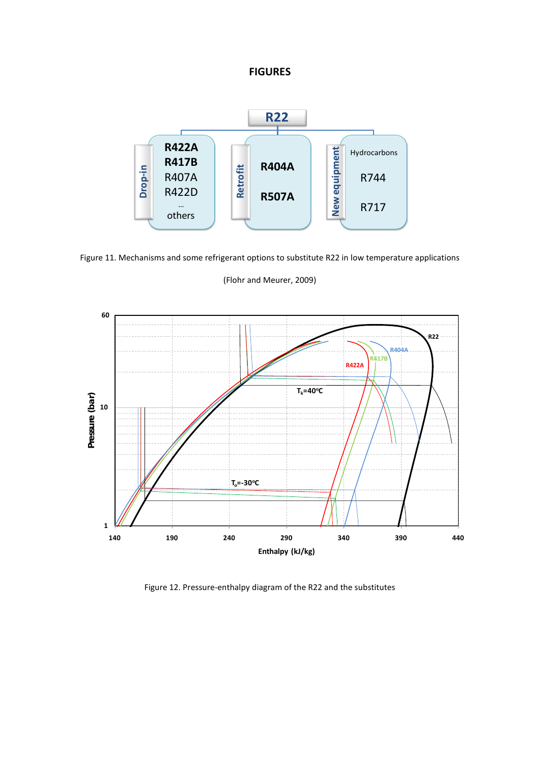# FIGURES

Figure 11. Mechanisms and some refrigerant options to substitute R22 in low temperature applications (Flohr and Meurer, 2009)

Figure 12. Pressure-enthalpy diagram of the R22 and the substitutes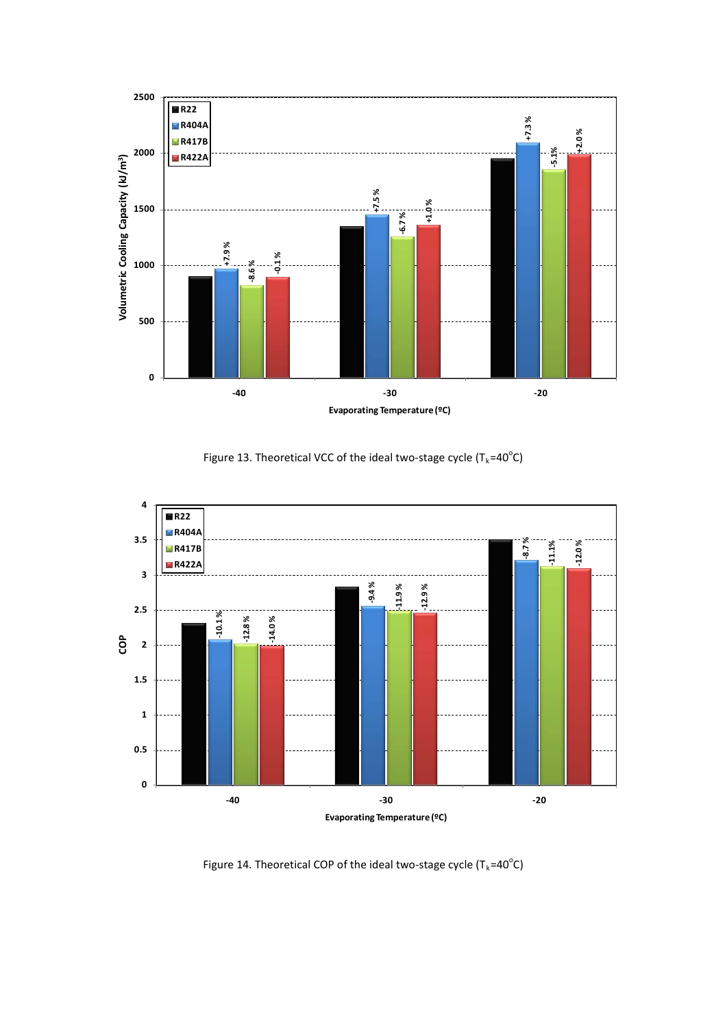Figure 13. Theoretical VCC of the ideal two-stage cycle ($T_k$=40$^o$C)

Figure 14. Theoretical COP of the ideal two-stage cycle ($T_k$=40$^o$C)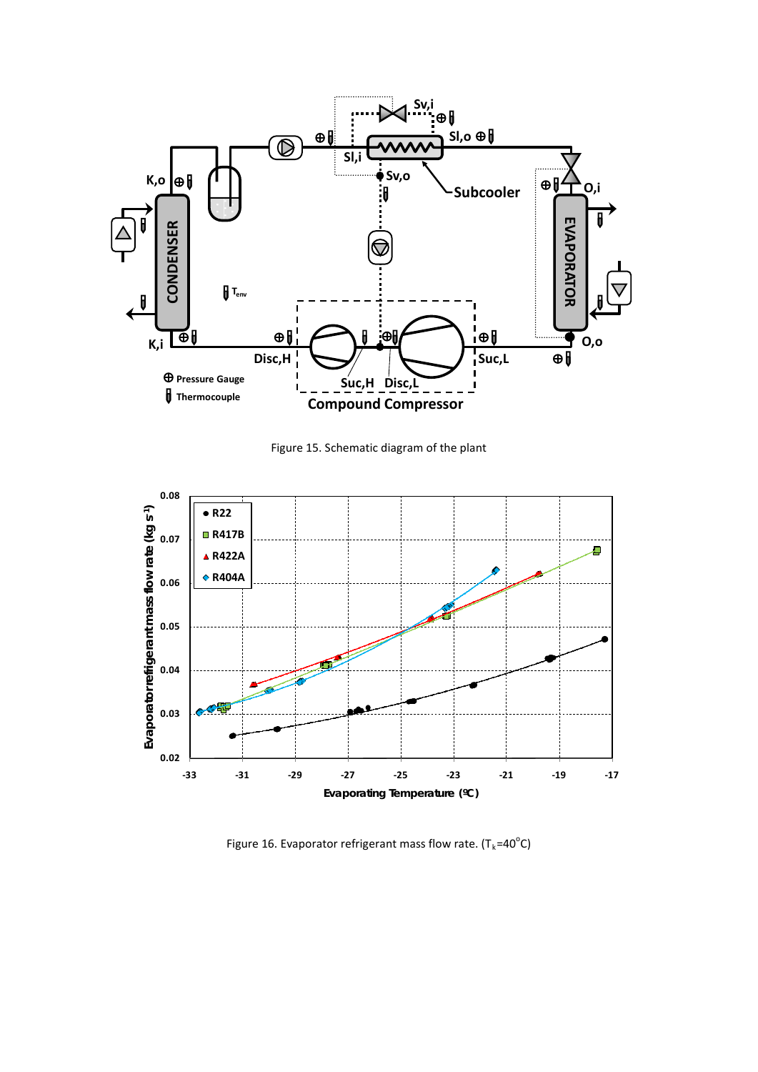Figure 15. Schematic diagram of the plant

Figure 16. Evaporator refrigerant mass flow rate. ($T_k$=40°C)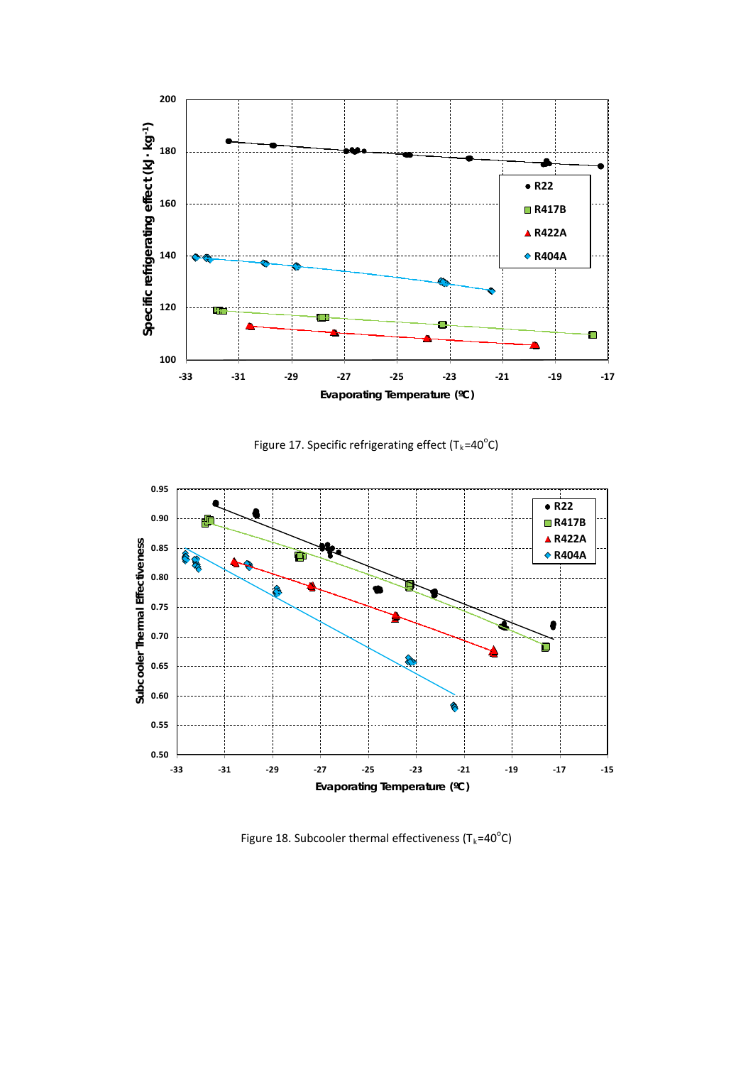Figure 17. Specific refrigerating effect ($T_k$=40°C)

Figure 18. Subcooler thermal effectiveness ($T_k$=40°C)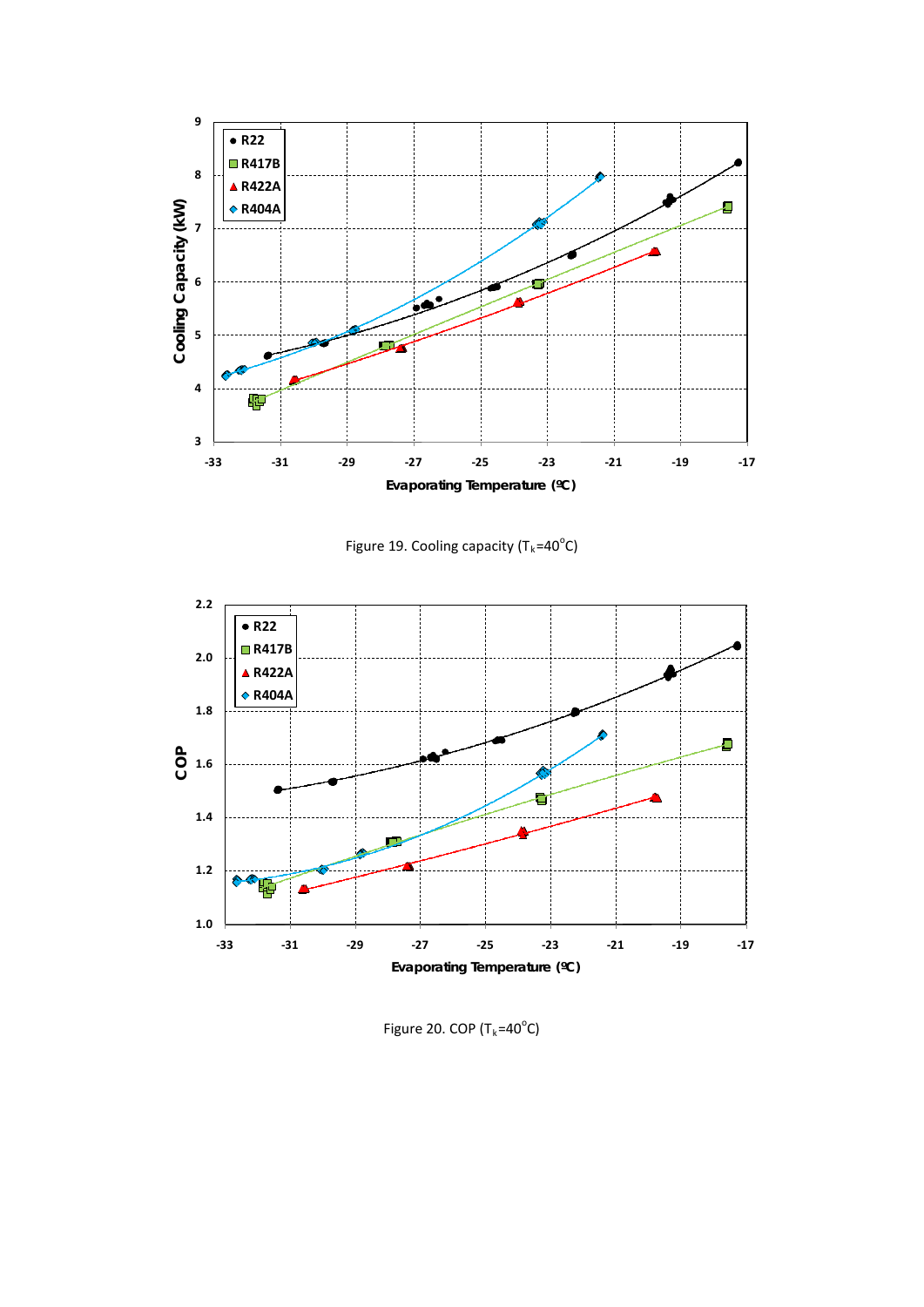Figure 19. Cooling capacity ($T_k$=40°C)

Figure 20. COP ($T_k$=40°C)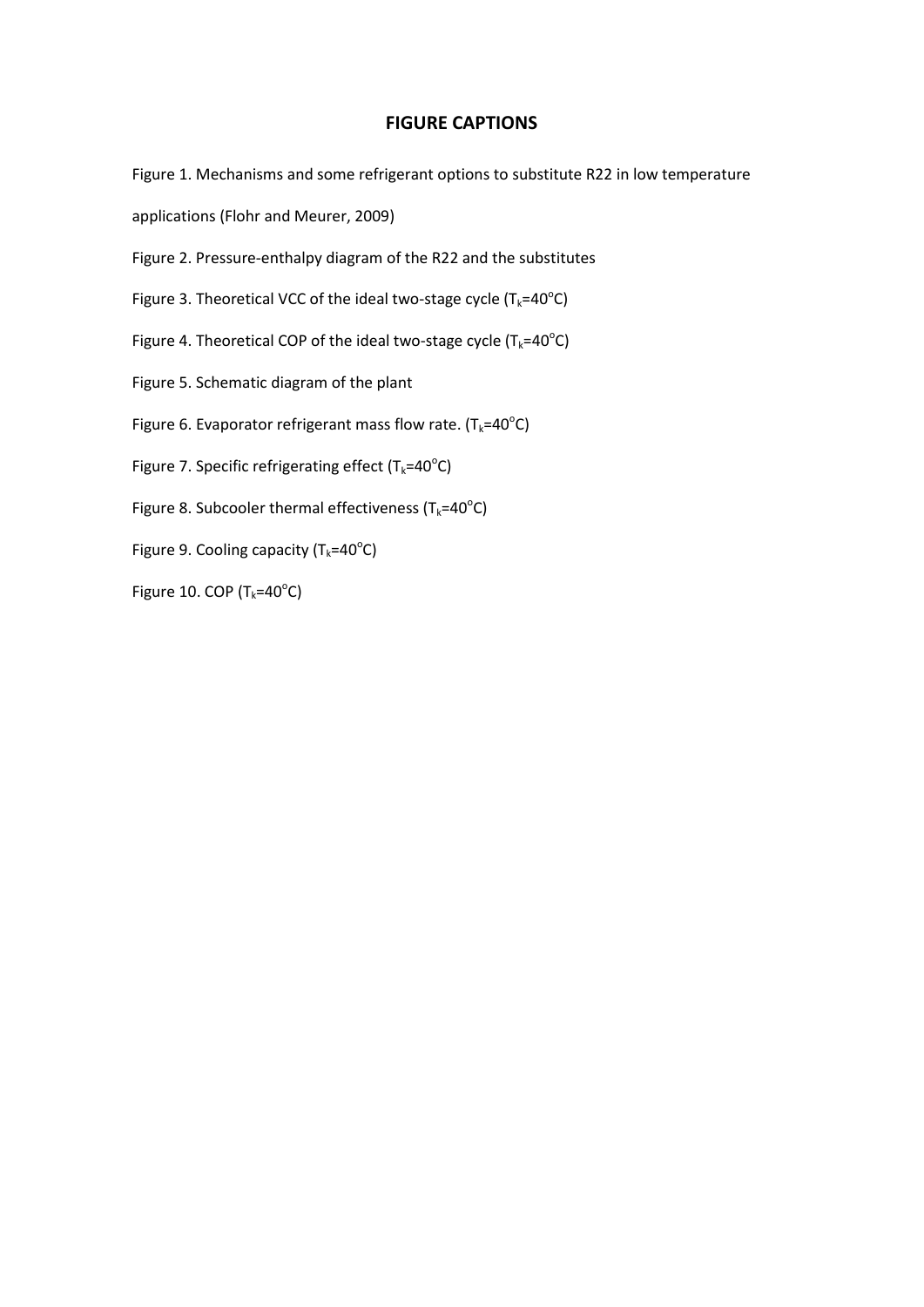## FIGURE CAPTIONS

Figure 1. Mechanisms and some refrigerant options to substitute R22 in low temperature applications (Flohr and Meurer, 2009)

Figure 2. Pressure-enthalpy diagram of the R22 and the substitutes

Figure 3. Theoretical VCC of the ideal two-stage cycle ($T_k$=40°C)

Figure 4. Theoretical COP of the ideal two-stage cycle ($T_k$=40°C)

Figure 5. Schematic diagram of the plant

Figure 6. Evaporator refrigerant mass flow rate. ($T_k$=40°C)

Figure 7. Specific refrigerating effect ($T_k$=40°C)

Figure 8. Subcooler thermal effectiveness ($T_k$=40°C)

Figure 9. Cooling capacity ($T_k$=40°C)

Figure 10. COP ($T_k$=40°C)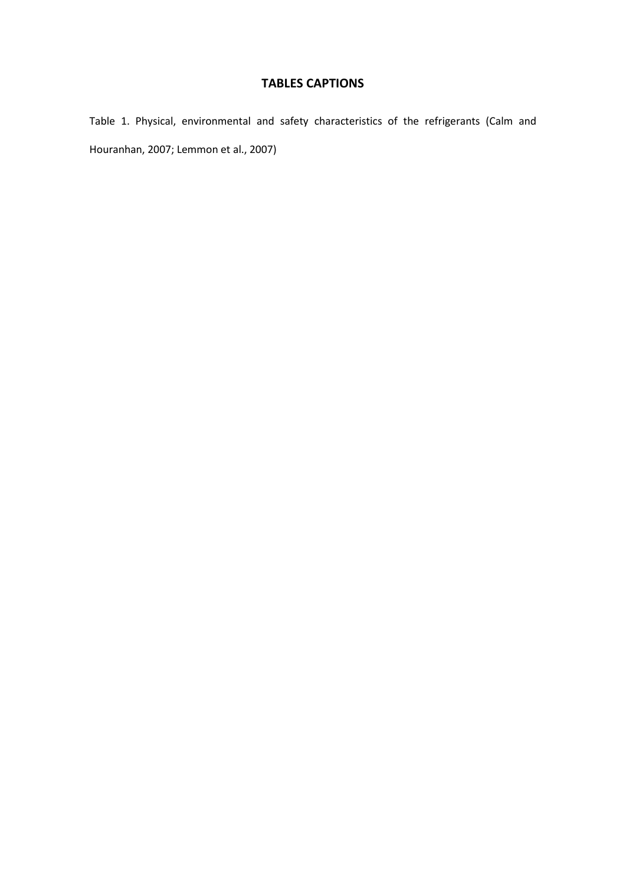## TABLES CAPTIONS

Table 1. Physical, environmental and safety characteristics of the refrigerants (Calm and Houranhan, 2007; Lemmon et al., 2007)